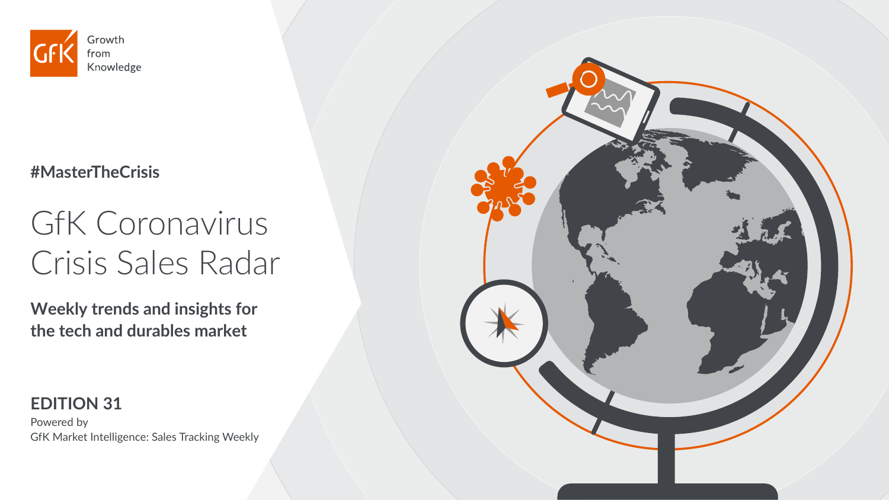GfK Growth from Knowledge

#MasterTheCrisis

# GfK Coronavirus Crisis Sales Radar

**Weekly trends and insights for the tech and durables market**

**EDITION 31**

Powered by
GfK Market Intelligence: Sales Tracking Weekly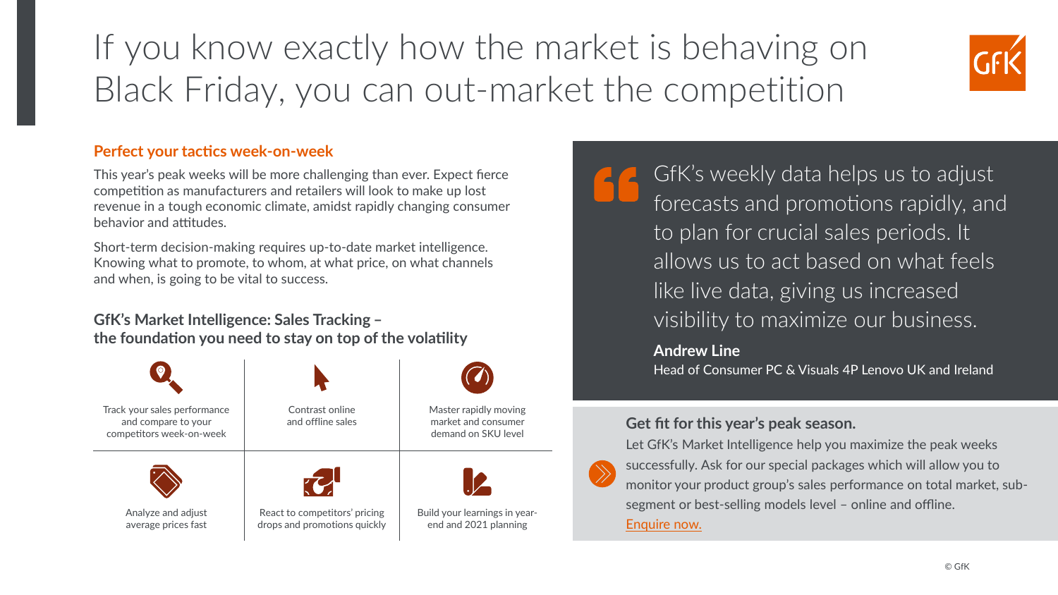# If you know exactly how the market is behaving on Black Friday, you can out-market the competition

## Perfect your tactics week-on-week

This year's peak weeks will be more challenging than ever. Expect fierce competition as manufacturers and retailers will look to make up lost revenue in a tough economic climate, amidst rapidly changing consumer behavior and attitudes.

Short-term decision-making requires up-to-date market intelligence. Knowing what to promote, to whom, at what price, on what channels and when, is going to be vital to success.

### GfK's Market Intelligence: Sales Tracking – the foundation you need to stay on top of the volatility

| | | |
|---|---|---|
| Track your sales performance and compare to your competitors week-on-week | Contrast online and offline sales | Master rapidly moving market and consumer demand on SKU level |
| Analyze and adjust average prices fast | React to competitors' pricing drops and promotions quickly | Build your learnings in year-end and 2021 planning |

> GfK's weekly data helps us to adjust forecasts and promotions rapidly, and to plan for crucial sales periods. It allows us to act based on what feels like live data, giving us increased visibility to maximize our business.
>
> **Andrew Line**
> Head of Consumer PC & Visuals 4P Lenovo UK and Ireland

### Get fit for this year's peak season.

Let GfK's Market Intelligence help you maximize the peak weeks successfully. Ask for our special packages which will allow you to monitor your product group's sales performance on total market, sub-segment or best-selling models level – online and offline.

Enquire now.

© GfK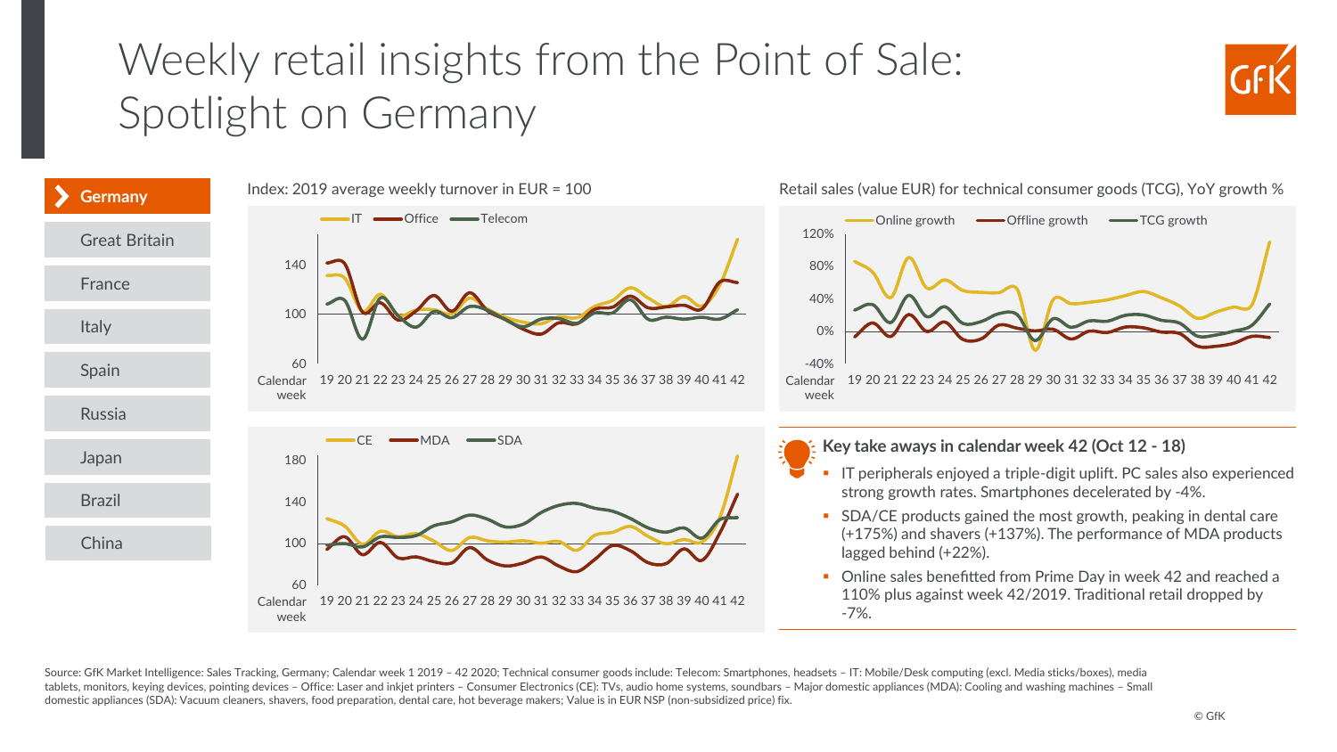# Weekly retail insights from the Point of Sale: Spotlight on Germany

- **Germany**
- Great Britain
- France
- Italy
- Spain
- Russia
- Japan
- Brazil
- China

Index: 2019 average weekly turnover in EUR = 100

Retail sales (value EUR) for technical consumer goods (TCG), YoY growth %

### Key take aways in calendar week 42 (Oct 12 - 18)

- IT peripherals enjoyed a triple-digit uplift. PC sales also experienced strong growth rates. Smartphones decelerated by -4%.
- SDA/CE products gained the most growth, peaking in dental care (+175%) and shavers (+137%). The performance of MDA products lagged behind (+22%).
- Online sales benefitted from Prime Day in week 42 and reached a 110% plus against week 42/2019. Traditional retail dropped by -7%.

Source: GfK Market Intelligence: Sales Tracking, Germany; Calendar week 1 2019 – 42 2020; Technical consumer goods include: Telecom: Smartphones, headsets – IT: Mobile/Desk computing (excl. Media sticks/boxes), media tablets, monitors, keying devices, pointing devices – Office: Laser and inkjet printers – Consumer Electronics (CE): TVs, audio home systems, soundbars – Major domestic appliances (MDA): Cooling and washing machines – Small domestic appliances (SDA): Vacuum cleaners, shavers, food preparation, dental care, hot beverage makers; Value is in EUR NSP (non-subsidized price) fix.

© GfK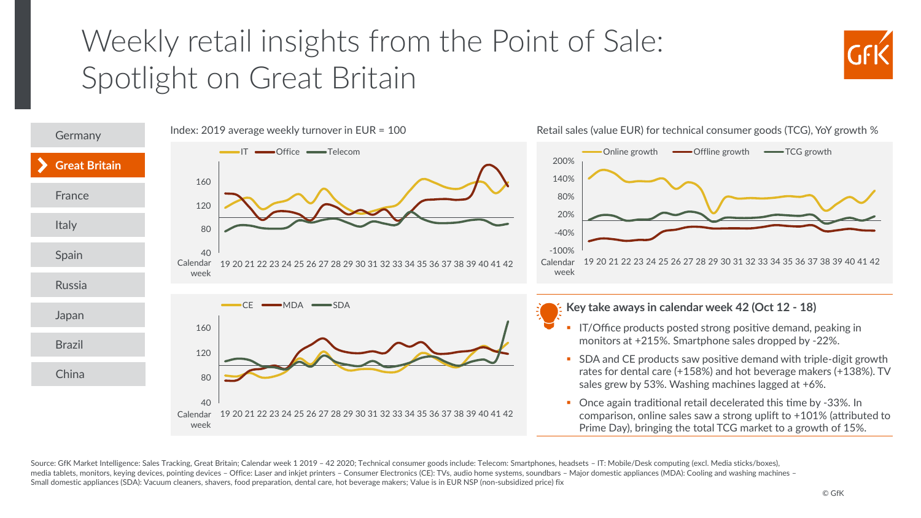# Weekly retail insights from the Point of Sale: Spotlight on Great Britain

- Germany
- **Great Britain**
- France
- Italy
- Spain
- Russia
- Japan
- Brazil
- China

Index: 2019 average weekly turnover in EUR = 100

IT — Office — Telecom

160
120
80
40

Calendar week 19 20 21 22 23 24 25 26 27 28 29 30 31 32 33 34 35 36 37 38 39 40 41 42

CE — MDA — SDA

160
120
80
40

Calendar week 19 20 21 22 23 24 25 26 27 28 29 30 31 32 33 34 35 36 37 38 39 40 41 42

Retail sales (value EUR) for technical consumer goods (TCG), YoY growth %

Online growth — Offline growth — TCG growth

200%
140%
80%
20%
-40%
-100%

Calendar week 19 20 21 22 23 24 25 26 27 28 29 30 31 32 33 34 35 36 37 38 39 40 41 42

### Key take aways in calendar week 42 (Oct 12 - 18)

- IT/Office products posted strong positive demand, peaking in monitors at +215%. Smartphone sales dropped by -22%.
- SDA and CE products saw positive demand with triple-digit growth rates for dental care (+158%) and hot beverage makers (+138%). TV sales grew by 53%. Washing machines lagged at +6%.
- Once again traditional retail decelerated this time by -33%. In comparison, online sales saw a strong uplift to +101% (attributed to Prime Day), bringing the total TCG market to a growth of 15%.

Source: GfK Market Intelligence: Sales Tracking, Great Britain; Calendar week 1 2019 – 42 2020; Technical consumer goods include: Telecom: Smartphones, headsets – IT: Mobile/Desk computing (excl. Media sticks/boxes), media tablets, monitors, keying devices, pointing devices – Office: Laser and inkjet printers – Consumer Electronics (CE): TVs, audio home systems, soundbars – Major domestic appliances (MDA): Cooling and washing machines – Small domestic appliances (SDA): Vacuum cleaners, shavers, food preparation, dental care, hot beverage makers; Value is in EUR NSP (non-subsidized price) fix

© GfK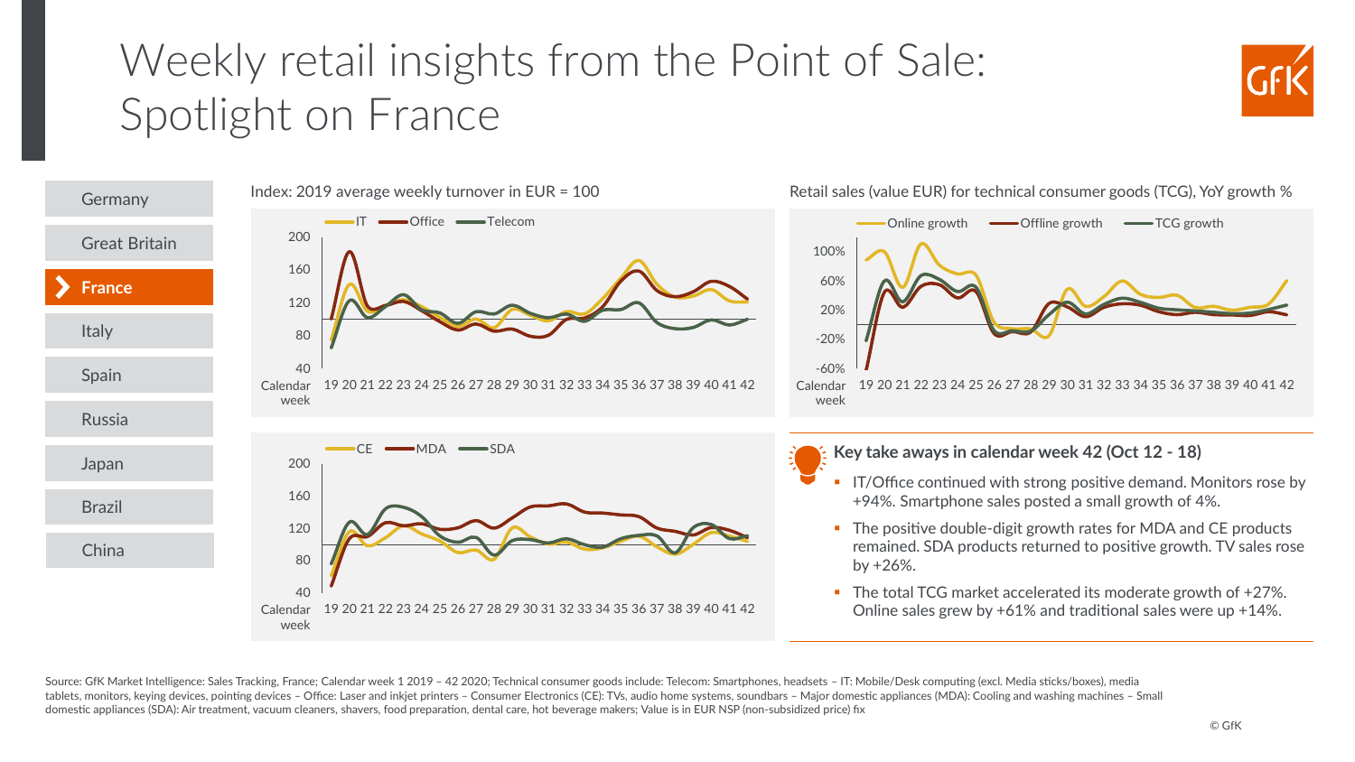# Weekly retail insights from the Point of Sale: Spotlight on France

- Germany
- Great Britain
- **France**
- Italy
- Spain
- Russia
- Japan
- Brazil
- China

Index: 2019 average weekly turnover in EUR = 100

IT — Office — Telecom

200
160
120
80
40

Calendar week 19 20 21 22 23 24 25 26 27 28 29 30 31 32 33 34 35 36 37 38 39 40 41 42

CE — MDA — SDA

200
160
120
80
40

Calendar week 19 20 21 22 23 24 25 26 27 28 29 30 31 32 33 34 35 36 37 38 39 40 41 42

Retail sales (value EUR) for technical consumer goods (TCG), YoY growth %

Online growth — Offline growth — TCG growth

100%
60%
20%
-20%
-60%

Calendar week 19 20 21 22 23 24 25 26 27 28 29 30 31 32 33 34 35 36 37 38 39 40 41 42

**Key take aways in calendar week 42 (Oct 12 - 18)**

- IT/Office continued with strong positive demand. Monitors rose by +94%. Smartphone sales posted a small growth of 4%.
- The positive double-digit growth rates for MDA and CE products remained. SDA products returned to positive growth. TV sales rose by +26%.
- The total TCG market accelerated its moderate growth of +27%. Online sales grew by +61% and traditional sales were up +14%.

Source: GfK Market Intelligence: Sales Tracking, France; Calendar week 1 2019 – 42 2020; Technical consumer goods include: Telecom: Smartphones, headsets – IT: Mobile/Desk computing (excl. Media sticks/boxes), media tablets, monitors, keying devices, pointing devices – Office: Laser and inkjet printers – Consumer Electronics (CE): TVs, audio home systems, soundbars – Major domestic appliances (MDA): Cooling and washing machines – Small domestic appliances (SDA): Air treatment, vacuum cleaners, shavers, food preparation, dental care, hot beverage makers; Value is in EUR NSP (non-subsidized price) fix

© GfK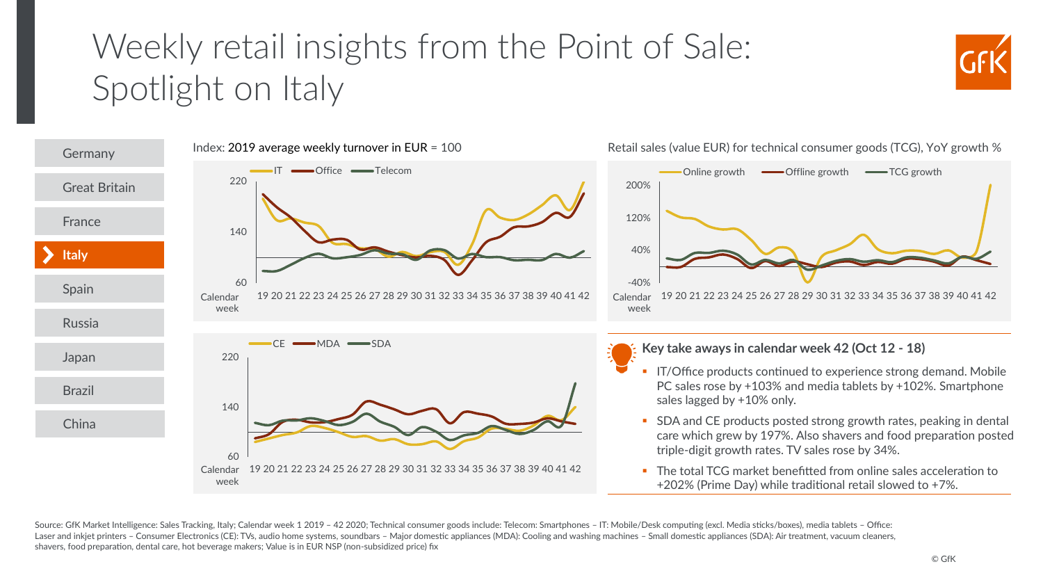# Weekly retail insights from the Point of Sale: Spotlight on Italy

- Germany
- Great Britain
- France
- **Italy**
- Spain
- Russia
- Japan
- Brazil
- China

Index: 2019 average weekly turnover in EUR = 100

IT | Office | Telecom

Calendar week 19 20 21 22 23 24 25 26 27 28 29 30 31 32 33 34 35 36 37 38 39 40 41 42

CE | MDA | SDA

Calendar week 19 20 21 22 23 24 25 26 27 28 29 30 31 32 33 34 35 36 37 38 39 40 41 42

Retail sales (value EUR) for technical consumer goods (TCG), YoY growth %

Online growth | Offline growth | TCG growth

Calendar week 19 20 21 22 23 24 25 26 27 28 29 30 31 32 33 34 35 36 37 38 39 40 41 42

## Key take aways in calendar week 42 (Oct 12 - 18)

- IT/Office products continued to experience strong demand. Mobile PC sales rose by +103% and media tablets by +102%. Smartphone sales lagged by +10% only.
- SDA and CE products posted strong growth rates, peaking in dental care which grew by 197%. Also shavers and food preparation posted triple-digit growth rates. TV sales rose by 34%.
- The total TCG market benefitted from online sales acceleration to +202% (Prime Day) while traditional retail slowed to +7%.

Source: GfK Market Intelligence: Sales Tracking, Italy; Calendar week 1 2019 – 42 2020; Technical consumer goods include: Telecom: Smartphones – IT: Mobile/Desk computing (excl. Media sticks/boxes), media tablets – Office: Laser and inkjet printers – Consumer Electronics (CE): TVs, audio home systems, soundbars – Major domestic appliances (MDA): Cooling and washing machines – Small domestic appliances (SDA): Air treatment, vacuum cleaners, shavers, food preparation, dental care, hot beverage makers; Value is in EUR NSP (non-subsidized price) fix

© GfK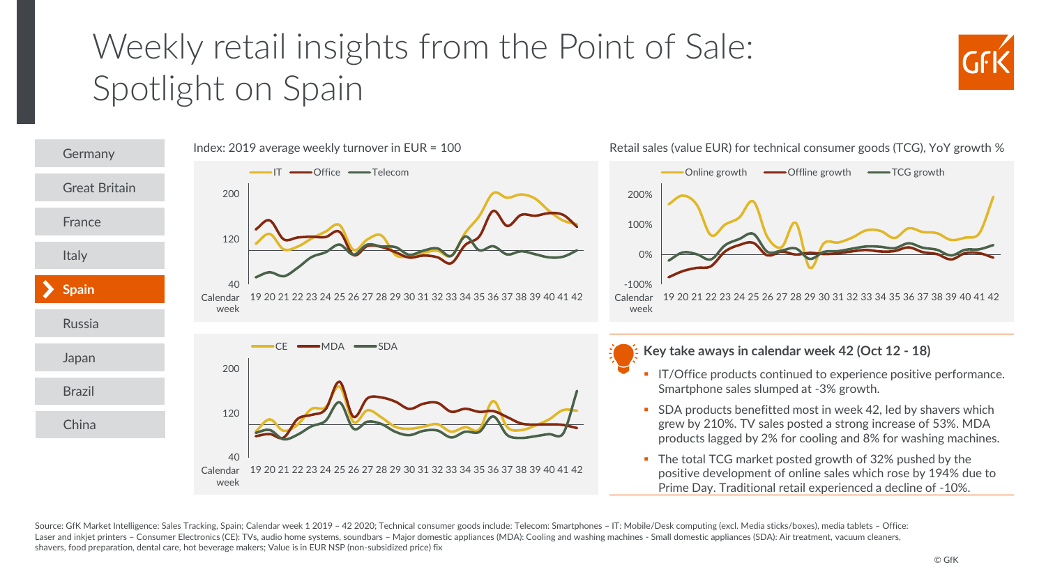# Weekly retail insights from the Point of Sale: Spotlight on Spain

- Germany
- Great Britain
- France
- Italy
- **Spain**
- Russia
- Japan
- Brazil
- China

Index: 2019 average weekly turnover in EUR = 100

IT — Office — Telecom

200
120
40

Calendar week 19 20 21 22 23 24 25 26 27 28 29 30 31 32 33 34 35 36 37 38 39 40 41 42

CE — MDA — SDA

200
120
40

Calendar week 19 20 21 22 23 24 25 26 27 28 29 30 31 32 33 34 35 36 37 38 39 40 41 42

Retail sales (value EUR) for technical consumer goods (TCG), YoY growth %

Online growth — Offline growth — TCG growth

200%
100%
0%
-100%

Calendar week 19 20 21 22 23 24 25 26 27 28 29 30 31 32 33 34 35 36 37 38 39 40 41 42

## Key take aways in calendar week 42 (Oct 12 - 18)

- IT/Office products continued to experience positive performance. Smartphone sales slumped at -3% growth.
- SDA products benefitted most in week 42, led by shavers which grew by 210%. TV sales posted a strong increase of 53%. MDA products lagged by 2% for cooling and 8% for washing machines.
- The total TCG market posted growth of 32% pushed by the positive development of online sales which rose by 194% due to Prime Day. Traditional retail experienced a decline of -10%.

Source: GfK Market Intelligence: Sales Tracking, Spain; Calendar week 1 2019 – 42 2020; Technical consumer goods include: Telecom: Smartphones – IT: Mobile/Desk computing (excl. Media sticks/boxes), media tablets – Office: Laser and inkjet printers – Consumer Electronics (CE): TVs, audio home systems, soundbars – Major domestic appliances (MDA): Cooling and washing machines - Small domestic appliances (SDA): Air treatment, vacuum cleaners, shavers, food preparation, dental care, hot beverage makers; Value is in EUR NSP (non-subsidized price) fix

© GfK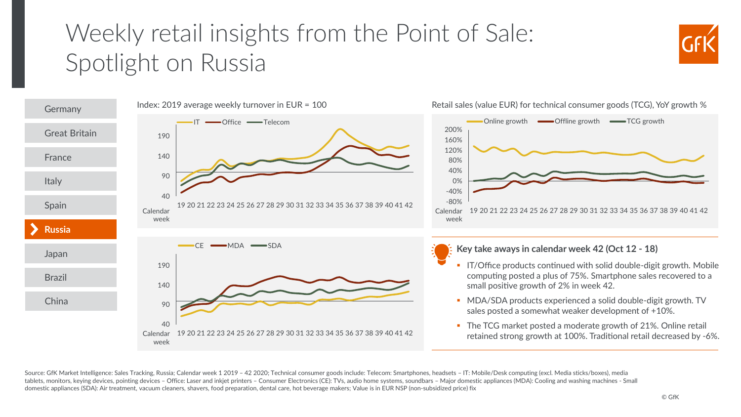# Weekly retail insights from the Point of Sale: Spotlight on Russia

- Germany
- Great Britain
- France
- Italy
- Spain
- **Russia**
- Japan
- Brazil
- China

Index: 2019 average weekly turnover in EUR = 100

IT — Office — Telecom

190 / 140 / 90 / 40

Calendar week: 19 20 21 22 23 24 25 26 27 28 29 30 31 32 33 34 35 36 37 38 39 40 41 42

CE — MDA — SDA

190 / 140 / 90 / 40

Calendar week: 19 20 21 22 23 24 25 26 27 28 29 30 31 32 33 34 35 36 37 38 39 40 41 42

Retail sales (value EUR) for technical consumer goods (TCG), YoY growth %

Online growth — Offline growth — TCG growth

200% / 160% / 120% / 80% / 40% / 0% / -40% / -80%

Calendar week: 19 20 21 22 23 24 25 26 27 28 29 30 31 32 33 34 35 36 37 38 39 40 41 42

## Key take aways in calendar week 42 (Oct 12 - 18)

- IT/Office products continued with solid double-digit growth. Mobile computing posted a plus of 75%. Smartphone sales recovered to a small positive growth of 2% in week 42.
- MDA/SDA products experienced a solid double-digit growth. TV sales posted a somewhat weaker development of +10%.
- The TCG market posted a moderate growth of 21%. Online retail retained strong growth at 100%. Traditional retail decreased by -6%.

Source: GfK Market Intelligence: Sales Tracking, Russia; Calendar week 1 2019 – 42 2020; Technical consumer goods include: Telecom: Smartphones, headsets – IT: Mobile/Desk computing (excl. Media sticks/boxes), media tablets, monitors, keying devices, pointing devices – Office: Laser and inkjet printers – Consumer Electronics (CE): TVs, audio home systems, soundbars – Major domestic appliances (MDA): Cooling and washing machines - Small domestic appliances (SDA): Air treatment, vacuum cleaners, shavers, food preparation, dental care, hot beverage makers; Value is in EUR NSP (non-subsidized price) fix

© GfK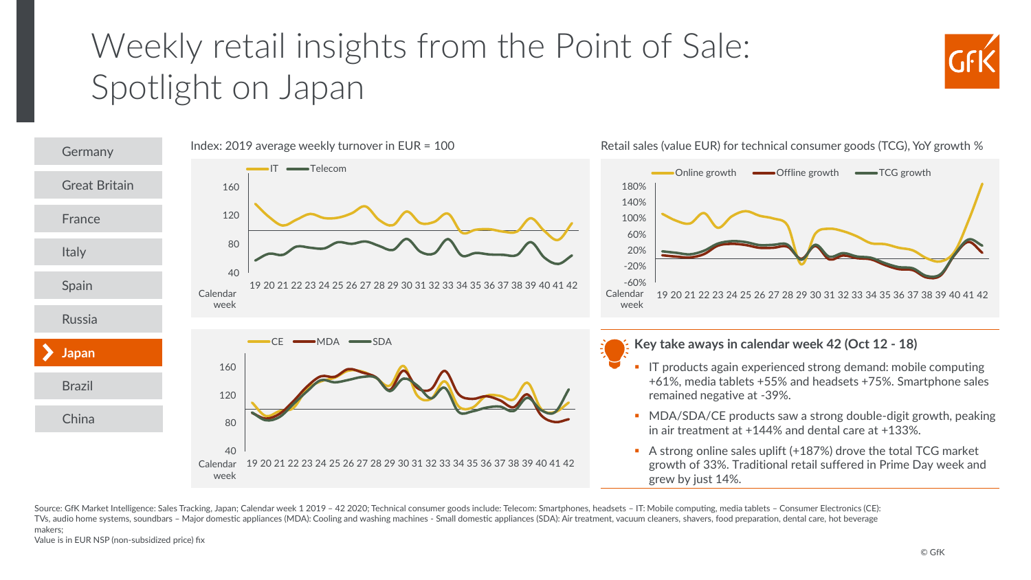# Weekly retail insights from the Point of Sale: Spotlight on Japan

- Germany
- Great Britain
- France
- Italy
- Spain
- Russia
- **Japan**
- Brazil
- China

Index: 2019 average weekly turnover in EUR = 100

IT — Telecom

160, 120, 80, 40

Calendar week: 19 20 21 22 23 24 25 26 27 28 29 30 31 32 33 34 35 36 37 38 39 40 41 42

CE — MDA — SDA

160, 120, 80, 40

Calendar week: 19 20 21 22 23 24 25 26 27 28 29 30 31 32 33 34 35 36 37 38 39 40 41 42

Retail sales (value EUR) for technical consumer goods (TCG), YoY growth %

Online growth — Offline growth — TCG growth

180%, 140%, 100%, 60%, 20%, -20%, -60%

Calendar week: 19 20 21 22 23 24 25 26 27 28 29 30 31 32 33 34 35 36 37 38 39 40 41 42

## Key take aways in calendar week 42 (Oct 12 - 18)

- IT products again experienced strong demand: mobile computing +61%, media tablets +55% and headsets +75%. Smartphone sales remained negative at -39%.
- MDA/SDA/CE products saw a strong double-digit growth, peaking in air treatment at +144% and dental care at +133%.
- A strong online sales uplift (+187%) drove the total TCG market growth of 33%. Traditional retail suffered in Prime Day week and grew by just 14%.

Source: GfK Market Intelligence: Sales Tracking, Japan; Calendar week 1 2019 – 42 2020; Technical consumer goods include: Telecom: Smartphones, headsets – IT: Mobile computing, media tablets – Consumer Electronics (CE): TVs, audio home systems, soundbars – Major domestic appliances (MDA): Cooling and washing machines - Small domestic appliances (SDA): Air treatment, vacuum cleaners, shavers, food preparation, dental care, hot beverage makers;
Value is in EUR NSP (non-subsidized price) fix

© GfK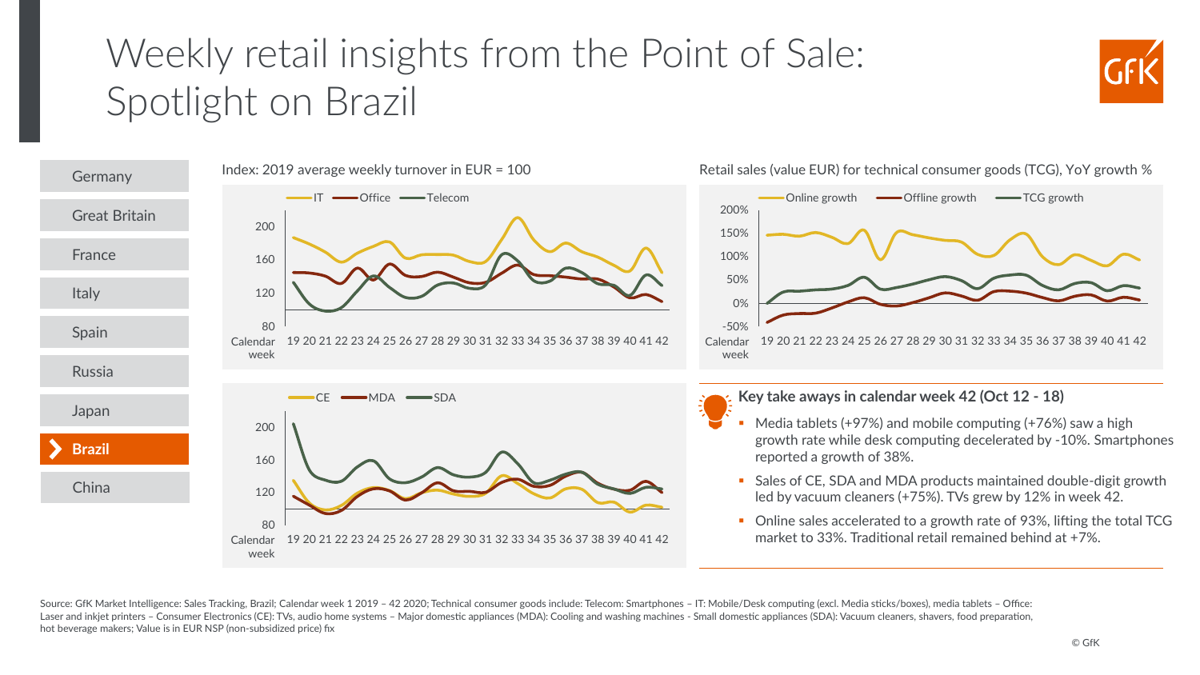# Weekly retail insights from the Point of Sale: Spotlight on Brazil

- Germany
- Great Britain
- France
- Italy
- Spain
- Russia
- Japan
- **Brazil**
- China

Index: 2019 average weekly turnover in EUR = 100

IT — Office — Telecom

CE — MDA — SDA

Retail sales (value EUR) for technical consumer goods (TCG), YoY growth %

Online growth — Offline growth — TCG growth

## Key take aways in calendar week 42 (Oct 12 - 18)

- Media tablets (+97%) and mobile computing (+76%) saw a high growth rate while desk computing decelerated by -10%. Smartphones reported a growth of 38%.
- Sales of CE, SDA and MDA products maintained double-digit growth led by vacuum cleaners (+75%). TVs grew by 12% in week 42.
- Online sales accelerated to a growth rate of 93%, lifting the total TCG market to 33%. Traditional retail remained behind at +7%.

Source: GfK Market Intelligence: Sales Tracking, Brazil; Calendar week 1 2019 – 42 2020; Technical consumer goods include: Telecom: Smartphones – IT: Mobile/Desk computing (excl. Media sticks/boxes), media tablets – Office: Laser and inkjet printers – Consumer Electronics (CE): TVs, audio home systems – Major domestic appliances (MDA): Cooling and washing machines - Small domestic appliances (SDA): Vacuum cleaners, shavers, food preparation, hot beverage makers; Value is in EUR NSP (non-subsidized price) fix

© GfK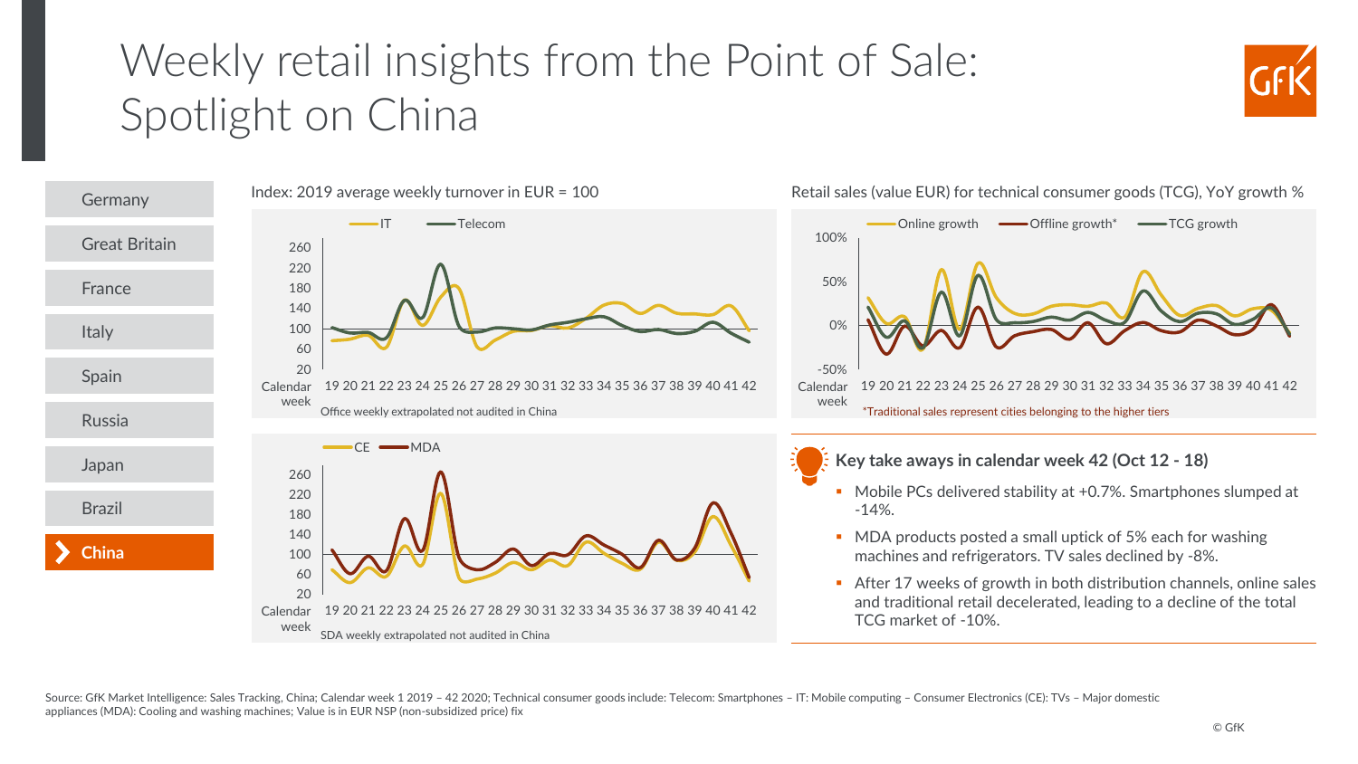# Weekly retail insights from the Point of Sale: Spotlight on China

- Germany
- Great Britain
- France
- Italy
- Spain
- Russia
- Japan
- Brazil
- **China**

Index: 2019 average weekly turnover in EUR = 100

IT — Telecom

Calendar week: 19 20 21 22 23 24 25 26 27 28 29 30 31 32 33 34 35 36 37 38 39 40 41 42

Office weekly extrapolated not audited in China

CE — MDA

Calendar week: 19 20 21 22 23 24 25 26 27 28 29 30 31 32 33 34 35 36 37 38 39 40 41 42

SDA weekly extrapolated not audited in China

Retail sales (value EUR) for technical consumer goods (TCG), YoY growth %

Online growth — Offline growth* — TCG growth

Calendar week: 19 20 21 22 23 24 25 26 27 28 29 30 31 32 33 34 35 36 37 38 39 40 41 42

*Traditional sales represent cities belonging to the higher tiers

## Key take aways in calendar week 42 (Oct 12 - 18)

- Mobile PCs delivered stability at +0.7%. Smartphones slumped at -14%.
- MDA products posted a small uptick of 5% each for washing machines and refrigerators. TV sales declined by -8%.
- After 17 weeks of growth in both distribution channels, online sales and traditional retail decelerated, leading to a decline of the total TCG market of -10%.

Source: GfK Market Intelligence: Sales Tracking, China; Calendar week 1 2019 – 42 2020; Technical consumer goods include: Telecom: Smartphones – IT: Mobile computing – Consumer Electronics (CE): TVs – Major domestic appliances (MDA): Cooling and washing machines; Value is in EUR NSP (non-subsidized price) fix

© GfK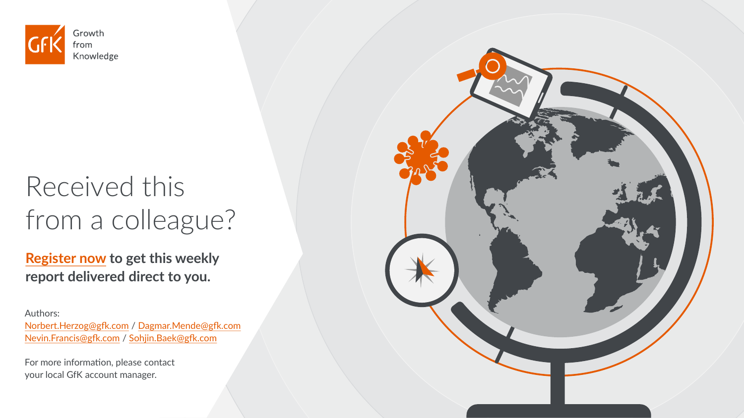GfK Growth from Knowledge

# Received this from a colleague?

**Register now to get this weekly report delivered direct to you.**

Authors:
Norbert.Herzog@gfk.com / Dagmar.Mende@gfk.com
Nevin.Francis@gfk.com / Sohjin.Baek@gfk.com

For more information, please contact your local GfK account manager.